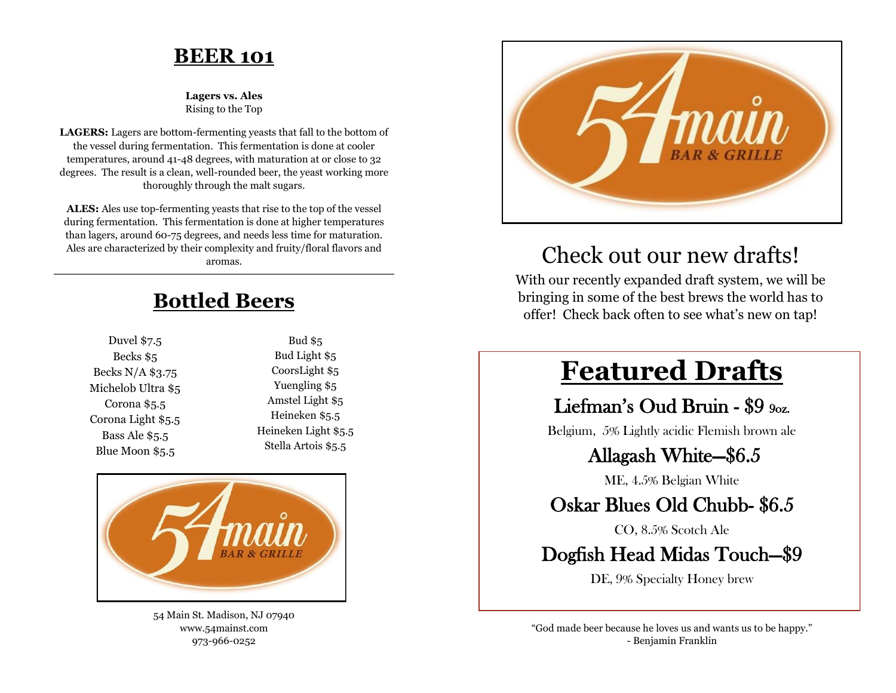# BEER 101

**Lagers vs. Ales**
Rising to the Top

**LAGERS:** Lagers are bottom-fermenting yeasts that fall to the bottom of the vessel during fermentation. This fermentation is done at cooler temperatures, around 41-48 degrees, with maturation at or close to 32 degrees. The result is a clean, well-rounded beer, the yeast working more thoroughly through the malt sugars.

**ALES:** Ales use top-fermenting yeasts that rise to the top of the vessel during fermentation. This fermentation is done at higher temperatures than lagers, around 60-75 degrees, and needs less time for maturation. Ales are characterized by their complexity and fruity/floral flavors and aromas.

---

## Bottled Beers

Duvel $7.5
Becks $5
Becks N/A $3.75
Michelob Ultra $5
Corona $5.5
Corona Light $5.5
Bass Ale $5.5
Blue Moon $5.5

Bud $5
Bud Light $5
CoorsLight $5
Yuengling $5
Amstel Light $5
Heineken $5.5
Heineken Light $5.5
Stella Artois $5.5

54 main BAR & GRILLE

54 Main St. Madison, NJ 07940
www.54mainst.com
973-966-0252

54 main BAR & GRILLE

## Check out our new drafts!

With our recently expanded draft system, we will be bringing in some of the best brews the world has to offer! Check back often to see what's new on tap!

# Featured Drafts

### Liefman's Oud Bruin - $9 9oz.

Belgium, 5% Lightly acidic Flemish brown ale

### Allagash White—$6.5

ME, 4.5% Belgian White

### Oskar Blues Old Chubb- $6.5

CO, 8.5% Scotch Ale

### Dogfish Head Midas Touch—$9

DE, 9% Specialty Honey brew

"God made beer because he loves us and wants us to be happy."
- Benjamin Franklin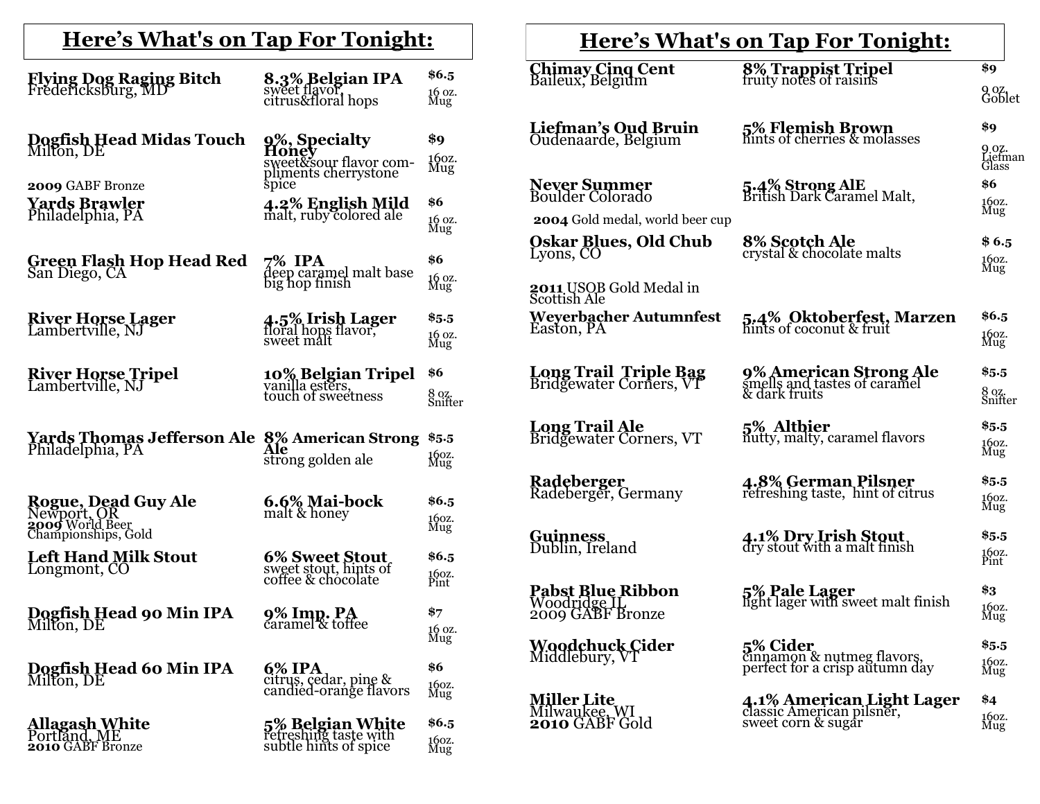## Here's What's on Tap For Tonight:

| | | |
|---|---|---|
| **Flying Dog Raging Bitch** Fredericksburg, MD | **8.3% Belgian IPA** sweet flavor, citrus&floral hops | **$6.5** 16 oz. Mug |
| **Dogfish Head Midas Touch** Milton, DE **2009** GABF Bronze | **9%, Specialty Honey** sweet&sour flavor compliments cherrystone spice | **$9** 16oz. Mug |
| **Yards Brawler** Philadelphia, PA | **4.2% English Mild** malt, ruby colored ale | **$6** 16 oz. Mug |
| **Green Flash Hop Head Red** San Diego, CA | **7% IPA** deep caramel malt base big hop finish | **$6** 16 oz. Mug |
| **River Horse Lager** Lambertville, NJ | **4.5% Irish Lager** floral hops flavor, sweet malt | **$5.5** 16 oz. Mug |
| **River Horse Tripel** Lambertville, NJ | **10% Belgian Tripel** vanilla esters, touch of sweetness | **$6** 8 oz. Snifter |
| **Yards Thomas Jefferson Ale** Philadelphia, PA | **8% American Strong Ale** strong golden ale | **$5.5** 16oz. Mug |
| **Rogue, Dead Guy Ale** Newport, OR **2009** World Beer Championships, Gold | **6.6% Mai-bock** malt & honey | **$6.5** 16oz. Mug |
| **Left Hand Milk Stout** Longmont, CO | **6% Sweet Stout** sweet stout, hints of coffee & chocolate | **$6.5** 16oz. Pint |
| **Dogfish Head 90 Min IPA** Milton, DE | **9% Imp. PA** caramel & toffee | **$7** 16 oz. Mug |
| **Dogfish Head 60 Min IPA** Milton, DE | **6% IPA** citrus, cedar, pine & candied-orange flavors | **$6** 16oz. Mug |
| **Allagash White** Portland, ME **2010** GABF Bronze | **5% Belgian White** refreshing taste with subtle hints of spice | **$6.5** 16oz. Mug |

## Here's What's on Tap For Tonight:

| | | |
|---|---|---|
| **Chimay Cinq Cent** Baileux, Belgium | **8% Trappist Tripel** fruity notes of raisins | **$9** 9 oz. Goblet |
| **Liefman's Oud Bruin** Oudenaarde, Belgium | **5% Flemish Brown** hints of cherries & molasses | **$9** 9 oz. Liefman Glass |
| **Never Summer** Boulder Colorado **2004** Gold medal, world beer cup | **5.4% Strong AlE** British Dark Caramel Malt, | **$6** 16oz. Mug |
| **Oskar Blues, Old Chub** Lyons, CO **2011** USOB Gold Medal in Scottish Ale | **8% Scotch Ale** crystal & chocolate malts | **$ 6.5** 16oz. Mug |
| **Weyerbacher Autumnfest** Easton, PA | **5.4% Oktoberfest, Marzen** hints of coconut & fruit | **$6.5** 16oz. Mug |
| **Long Trail Triple Bag** Bridgewater Corners, VT | **9% American Strong Ale** smells and tastes of caramel & dark fruits | **$5.5** 8 oz. Snifter |
| **Long Trail Ale** Bridgewater Corners, VT | **5% Altbier** nutty, malty, caramel flavors | **$5.5** 16oz. Mug |
| **Radeberger** Radeberger, Germany | **4.8% German Pilsner** refreshing taste, hint of citrus | **$5.5** 16oz. Mug |
| **Guinness** Dublin, Ireland | **4.1% Dry Irish Stout** dry stout with a malt finish | **$5.5** 16oz. Pint |
| **Pabst Blue Ribbon** Woodridge IL 2009 GABF Bronze | **5% Pale Lager** light lager with sweet malt finish | **$3** 16oz. Mug |
| **Woodchuck Cider** Middlebury, VT | **5% Cider** cinnamon & nutmeg flavors, perfect for a crisp autumn day | **$5.5** 16oz. Mug |
| **Miller Lite** Milwaukee, WI **2010** GABF Gold | **4.1% American Light Lager** classic American pilsner, sweet corn & sugar | **$4** 16oz. Mug |